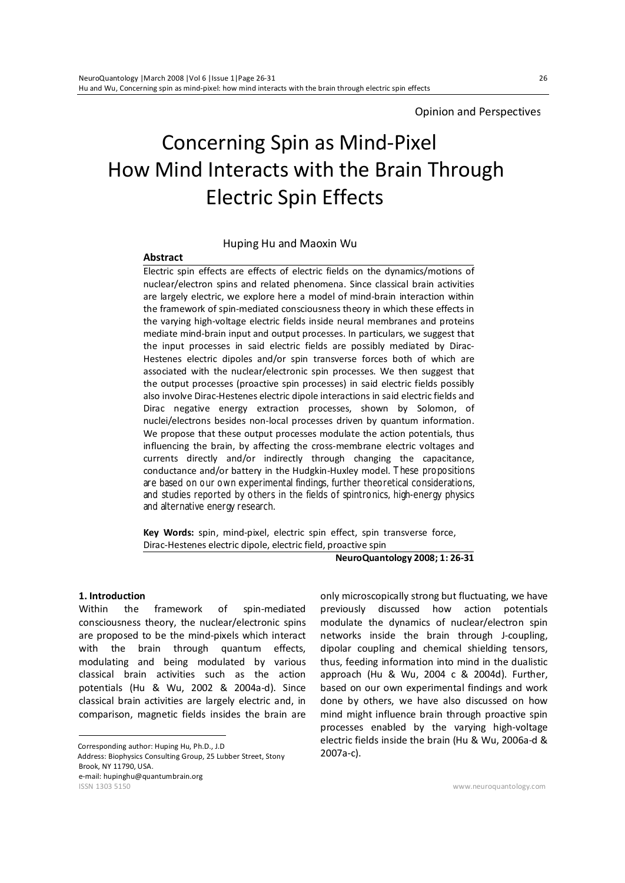Opinion and Perspectives

# Concerning Spin as Mind-Pixel How Mind Interacts with the Brain Through Electric Spin Effects

Huping Hu and Maoxin Wu

## Abstract

Electric spin effects are effects of electric fields on the dynamics/motions of nuclear/electron spins and related phenomena. Since classical brain activities are largely electric, we explore here a model of mind-brain interaction within the framework of spin-mediated consciousness theory in which these effects in the varying high-voltage electric fields inside neural membranes and proteins mediate mind-brain input and output processes. In particulars, we suggest that the input processes in said electric fields are possibly mediated by Dirac-Hestenes electric dipoles and/or spin transverse forces both of which are associated with the nuclear/electronic spin processes. We then suggest that the output processes (proactive spin processes) in said electric fields possibly also involve Dirac-Hestenes electric dipole interactions in said electric fields and Dirac negative energy extraction processes, shown by Solomon, of nuclei/electrons besides non-local processes driven by quantum information. We propose that these output processes modulate the action potentials, thus influencing the brain, by affecting the cross-membrane electric voltages and currents directly and/or indirectly through changing the capacitance, conductance and/or battery in the Hudgkin-Huxley model. These propositions are based on our own experimental findings, further theoretical considerations, and studies reported by others in the fields of spintronics, high-energy physics and alternative energy research.

**Key Words:** spin, mind-pixel, electric spin effect, spin transverse force, Dirac-Hestenes electric dipole, electric field, proactive spin

**NeuroQuantology 2008; 1: 26-31**

## 1. Introduction

Within the framework of spin-mediated consciousness theory, the nuclear/electronic spins are proposed to be the mind-pixels which interact with the brain through quantum effects, modulating and being modulated by various classical brain activities such as the action potentials (Hu & Wu, 2002 & 2004a-d). Since classical brain activities are largely electric and, in comparison, magnetic fields insides the brain are only microscopically strong but fluctuating, we have previously discussed how action potentials modulate the dynamics of nuclear/electron spin networks inside the brain through J-coupling, dipolar coupling and chemical shielding tensors, thus, feeding information into mind in the dualistic approach (Hu & Wu, 2004 c & 2004d). Further, based on our own experimental findings and work done by others, we have also discussed on how mind might influence brain through proactive spin processes enabled by the varying high-voltage electric fields inside the brain (Hu & Wu, 2006a-d & 2007a-c).

Corresponding author: Huping Hu, Ph.D., J.D
Address: Biophysics Consulting Group, 25 Lubber Street, Stony Brook, NY 11790, USA.
e-mail: hupinghu@quantumbrain.org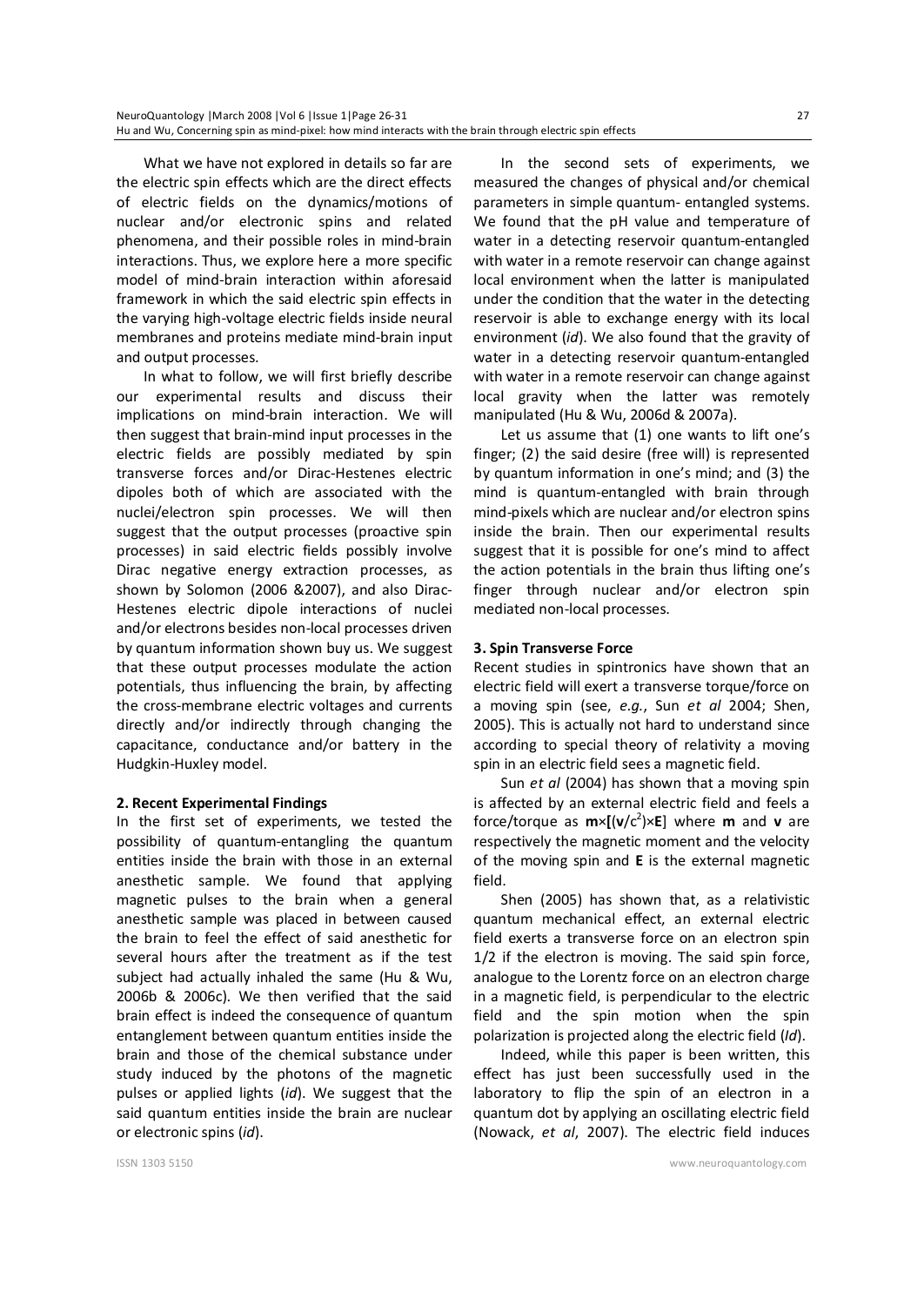What we have not explored in details so far are the electric spin effects which are the direct effects of electric fields on the dynamics/motions of nuclear and/or electronic spins and related phenomena, and their possible roles in mind-brain interactions. Thus, we explore here a more specific model of mind-brain interaction within aforesaid framework in which the said electric spin effects in the varying high-voltage electric fields inside neural membranes and proteins mediate mind-brain input and output processes.

In what to follow, we will first briefly describe our experimental results and discuss their implications on mind-brain interaction. We will then suggest that brain-mind input processes in the electric fields are possibly mediated by spin transverse forces and/or Dirac-Hestenes electric dipoles both of which are associated with the nuclei/electron spin processes. We will then suggest that the output processes (proactive spin processes) in said electric fields possibly involve Dirac negative energy extraction processes, as shown by Solomon (2006 &2007), and also Dirac-Hestenes electric dipole interactions of nuclei and/or electrons besides non-local processes driven by quantum information shown buy us. We suggest that these output processes modulate the action potentials, thus influencing the brain, by affecting the cross-membrane electric voltages and currents directly and/or indirectly through changing the capacitance, conductance and/or battery in the Hudgkin-Huxley model.

**2. Recent Experimental Findings**

In the first set of experiments, we tested the possibility of quantum-entangling the quantum entities inside the brain with those in an external anesthetic sample. We found that applying magnetic pulses to the brain when a general anesthetic sample was placed in between caused the brain to feel the effect of said anesthetic for several hours after the treatment as if the test subject had actually inhaled the same (Hu & Wu, 2006b & 2006c). We then verified that the said brain effect is indeed the consequence of quantum entanglement between quantum entities inside the brain and those of the chemical substance under study induced by the photons of the magnetic pulses or applied lights (*id*). We suggest that the said quantum entities inside the brain are nuclear or electronic spins (*id*).

In the second sets of experiments, we measured the changes of physical and/or chemical parameters in simple quantum- entangled systems. We found that the pH value and temperature of water in a detecting reservoir quantum-entangled with water in a remote reservoir can change against local environment when the latter is manipulated under the condition that the water in the detecting reservoir is able to exchange energy with its local environment (*id*). We also found that the gravity of water in a detecting reservoir quantum-entangled with water in a remote reservoir can change against local gravity when the latter was remotely manipulated (Hu & Wu, 2006d & 2007a).

Let us assume that (1) one wants to lift one's finger; (2) the said desire (free will) is represented by quantum information in one's mind; and (3) the mind is quantum-entangled with brain through mind-pixels which are nuclear and/or electron spins inside the brain. Then our experimental results suggest that it is possible for one's mind to affect the action potentials in the brain thus lifting one's finger through nuclear and/or electron spin mediated non-local processes.

**3. Spin Transverse Force**

Recent studies in spintronics have shown that an electric field will exert a transverse torque/force on a moving spin (see, *e.g.*, Sun *et al* 2004; Shen, 2005). This is actually not hard to understand since according to special theory of relativity a moving spin in an electric field sees a magnetic field.

Sun *et al* (2004) has shown that a moving spin is affected by an external electric field and feels a force/torque as $\mathbf{m}\times[(\mathbf{v}/c^2)\times\mathbf{E}]$ where $\mathbf{m}$ and $\mathbf{v}$ are respectively the magnetic moment and the velocity of the moving spin and $\mathbf{E}$ is the external magnetic field.

Shen (2005) has shown that, as a relativistic quantum mechanical effect, an external electric field exerts a transverse force on an electron spin 1/2 if the electron is moving. The said spin force, analogue to the Lorentz force on an electron charge in a magnetic field, is perpendicular to the electric field and the spin motion when the spin polarization is projected along the electric field (*Id*).

Indeed, while this paper is been written, this effect has just been successfully used in the laboratory to flip the spin of an electron in a quantum dot by applying an oscillating electric field (Nowack, *et al*, 2007). The electric field induces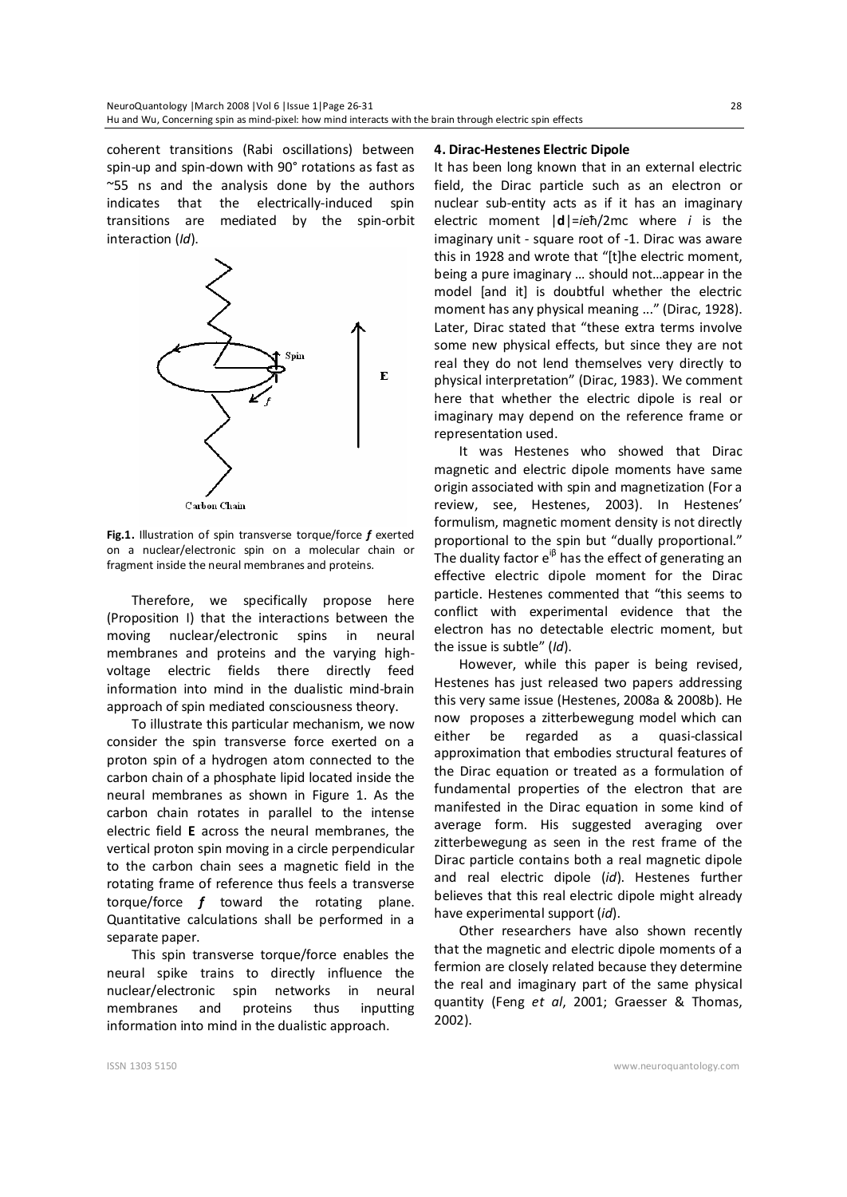coherent transitions (Rabi oscillations) between spin-up and spin-down with 90° rotations as fast as ~55 ns and the analysis done by the authors indicates that the electrically-induced spin transitions are mediated by the spin-orbit interaction (*Id*).

**Fig.1.** Illustration of spin transverse torque/force ***f*** exerted on a nuclear/electronic spin on a molecular chain or fragment inside the neural membranes and proteins.

Therefore, we specifically propose here (Proposition I) that the interactions between the moving nuclear/electronic spins in neural membranes and proteins and the varying high-voltage electric fields there directly feed information into mind in the dualistic mind-brain approach of spin mediated consciousness theory.

To illustrate this particular mechanism, we now consider the spin transverse force exerted on a proton spin of a hydrogen atom connected to the carbon chain of a phosphate lipid located inside the neural membranes as shown in Figure 1. As the carbon chain rotates in parallel to the intense electric field **E** across the neural membranes, the vertical proton spin moving in a circle perpendicular to the carbon chain sees a magnetic field in the rotating frame of reference thus feels a transverse torque/force ***f*** toward the rotating plane. Quantitative calculations shall be performed in a separate paper.

This spin transverse torque/force enables the neural spike trains to directly influence the nuclear/electronic spin networks in neural membranes and proteins thus inputting information into mind in the dualistic approach.

## 4. Dirac-Hestenes Electric Dipole

It has been long known that in an external electric field, the Dirac particle such as an electron or nuclear sub-entity acts as if it has an imaginary electric moment $|\mathbf{d}|=ie\hbar/2mc$ where $i$ is the imaginary unit - square root of -1. Dirac was aware this in 1928 and wrote that "[t]he electric moment, being a pure imaginary … should not…appear in the model [and it] is doubtful whether the electric moment has any physical meaning ..." (Dirac, 1928). Later, Dirac stated that "these extra terms involve some new physical effects, but since they are not real they do not lend themselves very directly to physical interpretation" (Dirac, 1983). We comment here that whether the electric dipole is real or imaginary may depend on the reference frame or representation used.

It was Hestenes who showed that Dirac magnetic and electric dipole moments have same origin associated with spin and magnetization (For a review, see, Hestenes, 2003). In Hestenes' formulism, magnetic moment density is not directly proportional to the spin but "dually proportional." The duality factor $e^{i\beta}$ has the effect of generating an effective electric dipole moment for the Dirac particle. Hestenes commented that "this seems to conflict with experimental evidence that the electron has no detectable electric moment, but the issue is subtle" (*Id*).

However, while this paper is being revised, Hestenes has just released two papers addressing this very same issue (Hestenes, 2008a & 2008b). He now proposes a zitterbewegung model which can either be regarded as a quasi-classical approximation that embodies structural features of the Dirac equation or treated as a formulation of fundamental properties of the electron that are manifested in the Dirac equation in some kind of average form. His suggested averaging over zitterbewegung as seen in the rest frame of the Dirac particle contains both a real magnetic dipole and real electric dipole (*id*). Hestenes further believes that this real electric dipole might already have experimental support (*id*).

Other researchers have also shown recently that the magnetic and electric dipole moments of a fermion are closely related because they determine the real and imaginary part of the same physical quantity (Feng *et al*, 2001; Graesser & Thomas, 2002).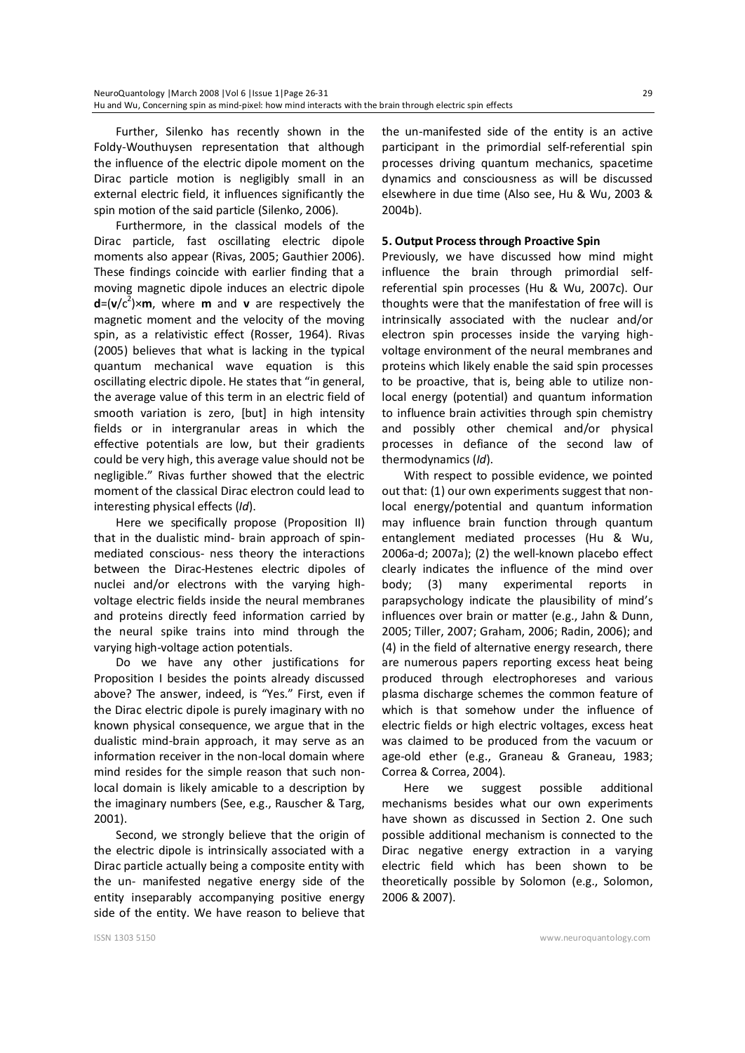Further, Silenko has recently shown in the Foldy-Wouthuysen representation that although the influence of the electric dipole moment on the Dirac particle motion is negligibly small in an external electric field, it influences significantly the spin motion of the said particle (Silenko, 2006).

Furthermore, in the classical models of the Dirac particle, fast oscillating electric dipole moments also appear (Rivas, 2005; Gauthier 2006). These findings coincide with earlier finding that a moving magnetic dipole induces an electric dipole $\mathbf{d}=(\mathbf{v}/c^2)\times\mathbf{m}$, where $\mathbf{m}$ and $\mathbf{v}$ are respectively the magnetic moment and the velocity of the moving spin, as a relativistic effect (Rosser, 1964). Rivas (2005) believes that what is lacking in the typical quantum mechanical wave equation is this oscillating electric dipole. He states that "in general, the average value of this term in an electric field of smooth variation is zero, [but] in high intensity fields or in intergranular areas in which the effective potentials are low, but their gradients could be very high, this average value should not be negligible." Rivas further showed that the electric moment of the classical Dirac electron could lead to interesting physical effects (*Id*).

Here we specifically propose (Proposition II) that in the dualistic mind- brain approach of spin-mediated conscious- ness theory the interactions between the Dirac-Hestenes electric dipoles of nuclei and/or electrons with the varying high-voltage electric fields inside the neural membranes and proteins directly feed information carried by the neural spike trains into mind through the varying high-voltage action potentials.

Do we have any other justifications for Proposition I besides the points already discussed above? The answer, indeed, is "Yes." First, even if the Dirac electric dipole is purely imaginary with no known physical consequence, we argue that in the dualistic mind-brain approach, it may serve as an information receiver in the non-local domain where mind resides for the simple reason that such non-local domain is likely amicable to a description by the imaginary numbers (See, e.g., Rauscher & Targ, 2001).

Second, we strongly believe that the origin of the electric dipole is intrinsically associated with a Dirac particle actually being a composite entity with the un- manifested negative energy side of the entity inseparably accompanying positive energy side of the entity. We have reason to believe that the un-manifested side of the entity is an active participant in the primordial self-referential spin processes driving quantum mechanics, spacetime dynamics and consciousness as will be discussed elsewhere in due time (Also see, Hu & Wu, 2003 & 2004b).

**5. Output Process through Proactive Spin**

Previously, we have discussed how mind might influence the brain through primordial self-referential spin processes (Hu & Wu, 2007c). Our thoughts were that the manifestation of free will is intrinsically associated with the nuclear and/or electron spin processes inside the varying high-voltage environment of the neural membranes and proteins which likely enable the said spin processes to be proactive, that is, being able to utilize non-local energy (potential) and quantum information to influence brain activities through spin chemistry and possibly other chemical and/or physical processes in defiance of the second law of thermodynamics (*Id*).

With respect to possible evidence, we pointed out that: (1) our own experiments suggest that non-local energy/potential and quantum information may influence brain function through quantum entanglement mediated processes (Hu & Wu, 2006a-d; 2007a); (2) the well-known placebo effect clearly indicates the influence of the mind over body; (3) many experimental reports in parapsychology indicate the plausibility of mind's influences over brain or matter (e.g., Jahn & Dunn, 2005; Tiller, 2007; Graham, 2006; Radin, 2006); and (4) in the field of alternative energy research, there are numerous papers reporting excess heat being produced through electrophoreses and various plasma discharge schemes the common feature of which is that somehow under the influence of electric fields or high electric voltages, excess heat was claimed to be produced from the vacuum or age-old ether (e.g., Graneau & Graneau, 1983; Correa & Correa, 2004).

Here we suggest possible additional mechanisms besides what our own experiments have shown as discussed in Section 2. One such possible additional mechanism is connected to the Dirac negative energy extraction in a varying electric field which has been shown to be theoretically possible by Solomon (e.g., Solomon, 2006 & 2007).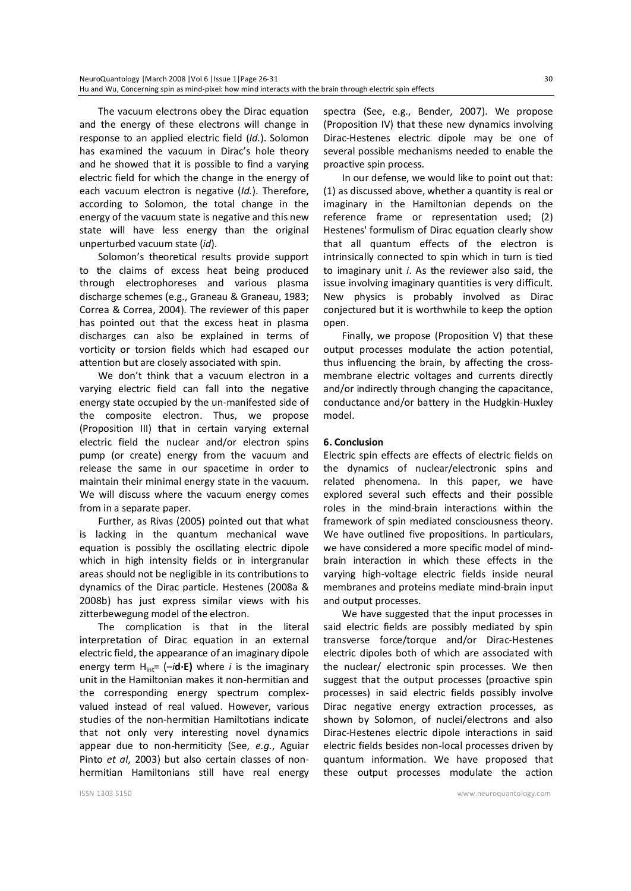The vacuum electrons obey the Dirac equation and the energy of these electrons will change in response to an applied electric field (*Id.*). Solomon has examined the vacuum in Dirac's hole theory and he showed that it is possible to find a varying electric field for which the change in the energy of each vacuum electron is negative (*Id.*). Therefore, according to Solomon, the total change in the energy of the vacuum state is negative and this new state will have less energy than the original unperturbed vacuum state (*id*).

Solomon's theoretical results provide support to the claims of excess heat being produced through electrophoreses and various plasma discharge schemes (e.g., Graneau & Graneau, 1983; Correa & Correa, 2004). The reviewer of this paper has pointed out that the excess heat in plasma discharges can also be explained in terms of vorticity or torsion fields which had escaped our attention but are closely associated with spin.

We don't think that a vacuum electron in a varying electric field can fall into the negative energy state occupied by the un-manifested side of the composite electron. Thus, we propose (Proposition III) that in certain varying external electric field the nuclear and/or electron spins pump (or create) energy from the vacuum and release the same in our spacetime in order to maintain their minimal energy state in the vacuum. We will discuss where the vacuum energy comes from in a separate paper.

Further, as Rivas (2005) pointed out that what is lacking in the quantum mechanical wave equation is possibly the oscillating electric dipole which in high intensity fields or in intergranular areas should not be negligible in its contributions to dynamics of the Dirac particle. Hestenes (2008a & 2008b) has just express similar views with his zitterbewegung model of the electron.

The complication is that in the literal interpretation of Dirac equation in an external electric field, the appearance of an imaginary dipole energy term $H_{int} = (-i\mathbf{d}\cdot\mathbf{E})$ where $i$ is the imaginary unit in the Hamiltonian makes it non-hermitian and the corresponding energy spectrum complex-valued instead of real valued. However, various studies of the non-hermitian Hamiltotians indicate that not only very interesting novel dynamics appear due to non-hermiticity (See, *e.g.*, Aguiar Pinto *et al*, 2003) but also certain classes of non-hermitian Hamiltonians still have real energy spectra (See, e.g., Bender, 2007). We propose (Proposition IV) that these new dynamics involving Dirac-Hestenes electric dipole may be one of several possible mechanisms needed to enable the proactive spin process.

In our defense, we would like to point out that: (1) as discussed above, whether a quantity is real or imaginary in the Hamiltonian depends on the reference frame or representation used; (2) Hestenes' formulism of Dirac equation clearly show that all quantum effects of the electron is intrinsically connected to spin which in turn is tied to imaginary unit *i*. As the reviewer also said, the issue involving imaginary quantities is very difficult. New physics is probably involved as Dirac conjectured but it is worthwhile to keep the option open.

Finally, we propose (Proposition V) that these output processes modulate the action potential, thus influencing the brain, by affecting the cross-membrane electric voltages and currents directly and/or indirectly through changing the capacitance, conductance and/or battery in the Hudgkin-Huxley model.

## 6. Conclusion

Electric spin effects are effects of electric fields on the dynamics of nuclear/electronic spins and related phenomena. In this paper, we have explored several such effects and their possible roles in the mind-brain interactions within the framework of spin mediated consciousness theory. We have outlined five propositions. In particulars, we have considered a more specific model of mind-brain interaction in which these effects in the varying high-voltage electric fields inside neural membranes and proteins mediate mind-brain input and output processes.

We have suggested that the input processes in said electric fields are possibly mediated by spin transverse force/torque and/or Dirac-Hestenes electric dipoles both of which are associated with the nuclear/ electronic spin processes. We then suggest that the output processes (proactive spin processes) in said electric fields possibly involve Dirac negative energy extraction processes, as shown by Solomon, of nuclei/electrons and also Dirac-Hestenes electric dipole interactions in said electric fields besides non-local processes driven by quantum information. We have proposed that these output processes modulate the action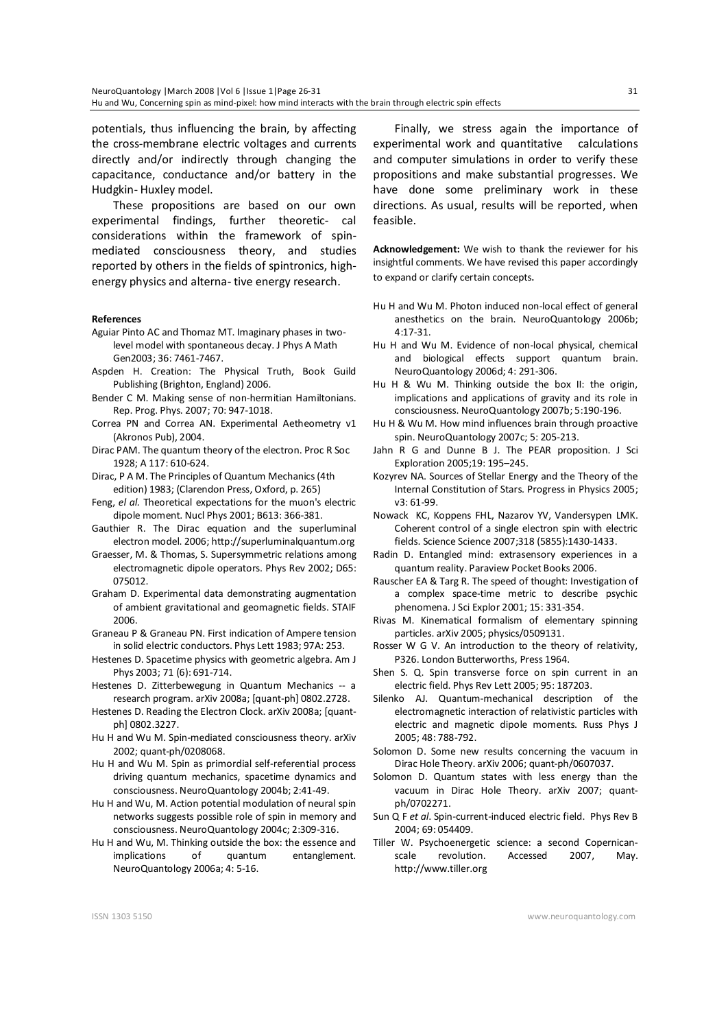potentials, thus influencing the brain, by affecting the cross-membrane electric voltages and currents directly and/or indirectly through changing the capacitance, conductance and/or battery in the Hudgkin- Huxley model.

These propositions are based on our own experimental findings, further theoretic- cal considerations within the framework of spin-mediated consciousness theory, and studies reported by others in the fields of spintronics, high-energy physics and alterna- tive energy research.

Finally, we stress again the importance of experimental work and quantitative calculations and computer simulations in order to verify these propositions and make substantial progresses. We have done some preliminary work in these directions. As usual, results will be reported, when feasible.

**Acknowledgement:** We wish to thank the reviewer for his insightful comments. We have revised this paper accordingly to expand or clarify certain concepts.

**References**

Aguiar Pinto AC and Thomaz MT. Imaginary phases in two-level model with spontaneous decay. J Phys A Math Gen2003; 36: 7461-7467.

Aspden H. Creation: The Physical Truth, Book Guild Publishing (Brighton, England) 2006.

Bender C M. Making sense of non-hermitian Hamiltonians. Rep. Prog. Phys. 2007; 70: 947-1018.

Correa PN and Correa AN. Experimental Aetheometry v1 (Akronos Pub), 2004.

Dirac PAM. The quantum theory of the electron. Proc R Soc 1928; A 117: 610-624.

Dirac, P A M. The Principles of Quantum Mechanics (4th edition) 1983; (Clarendon Press, Oxford, p. 265)

Feng, *el al.* Theoretical expectations for the muon's electric dipole moment. Nucl Phys 2001; B613: 366-381.

Gauthier R. The Dirac equation and the superluminal electron model. 2006; http://superluminalquantum.org

Graesser, M. & Thomas, S. Supersymmetric relations among electromagnetic dipole operators. Phys Rev 2002; D65: 075012.

Graham D. Experimental data demonstrating augmentation of ambient gravitational and geomagnetic fields. STAIF 2006.

Graneau P & Graneau PN. First indication of Ampere tension in solid electric conductors. Phys Lett 1983; 97A: 253.

Hestenes D. Spacetime physics with geometric algebra. Am J Phys 2003; 71 (6): 691-714.

Hestenes D. Zitterbewegung in Quantum Mechanics -- a research program. arXiv 2008a; [quant-ph] 0802.2728.

Hestenes D. Reading the Electron Clock. arXiv 2008a; [quant-ph] 0802.3227.

Hu H and Wu M. Spin-mediated consciousness theory. arXiv 2002; quant-ph/0208068.

Hu H and Wu M. Spin as primordial self-referential process driving quantum mechanics, spacetime dynamics and consciousness. NeuroQuantology 2004b; 2:41-49.

Hu H and Wu, M. Action potential modulation of neural spin networks suggests possible role of spin in memory and consciousness. NeuroQuantology 2004c; 2:309-316.

Hu H and Wu, M. Thinking outside the box: the essence and implications of quantum entanglement. NeuroQuantology 2006a; 4: 5-16.

Hu H and Wu M. Photon induced non-local effect of general anesthetics on the brain. NeuroQuantology 2006b; 4:17-31.

Hu H and Wu M. Evidence of non-local physical, chemical and biological effects support quantum brain. NeuroQuantology 2006d; 4: 291-306.

Hu H & Wu M. Thinking outside the box II: the origin, implications and applications of gravity and its role in consciousness. NeuroQuantology 2007b; 5:190-196.

Hu H & Wu M. How mind influences brain through proactive spin. NeuroQuantology 2007c; 5: 205-213.

Jahn R G and Dunne B J. The PEAR proposition. J Sci Exploration 2005;19: 195–245.

Kozyrev NA. Sources of Stellar Energy and the Theory of the Internal Constitution of Stars. Progress in Physics 2005; v3: 61-99.

Nowack KC, Koppens FHL, Nazarov YV, Vandersypen LMK. Coherent control of a single electron spin with electric fields. Science Science 2007;318 (5855):1430-1433.

Radin D. Entangled mind: extrasensory experiences in a quantum reality. Paraview Pocket Books 2006.

Rauscher EA & Targ R. The speed of thought: Investigation of a complex space-time metric to describe psychic phenomena. J Sci Explor 2001; 15: 331-354.

Rivas M. Kinematical formalism of elementary spinning particles. arXiv 2005; physics/0509131.

Rosser W G V. An introduction to the theory of relativity, P326. London Butterworths, Press 1964.

Shen S. Q. Spin transverse force on spin current in an electric field. Phys Rev Lett 2005; 95: 187203.

Silenko AJ. Quantum-mechanical description of the electromagnetic interaction of relativistic particles with electric and magnetic dipole moments. Russ Phys J 2005; 48: 788-792.

Solomon D. Some new results concerning the vacuum in Dirac Hole Theory. arXiv 2006; quant-ph/0607037.

Solomon D. Quantum states with less energy than the vacuum in Dirac Hole Theory. arXiv 2007; quant-ph/0702271.

Sun Q F *et al*. Spin-current-induced electric field. Phys Rev B 2004; 69: 054409.

Tiller W. Psychoenergetic science: a second Copernican-scale revolution. Accessed 2007, May. http://www.tiller.org